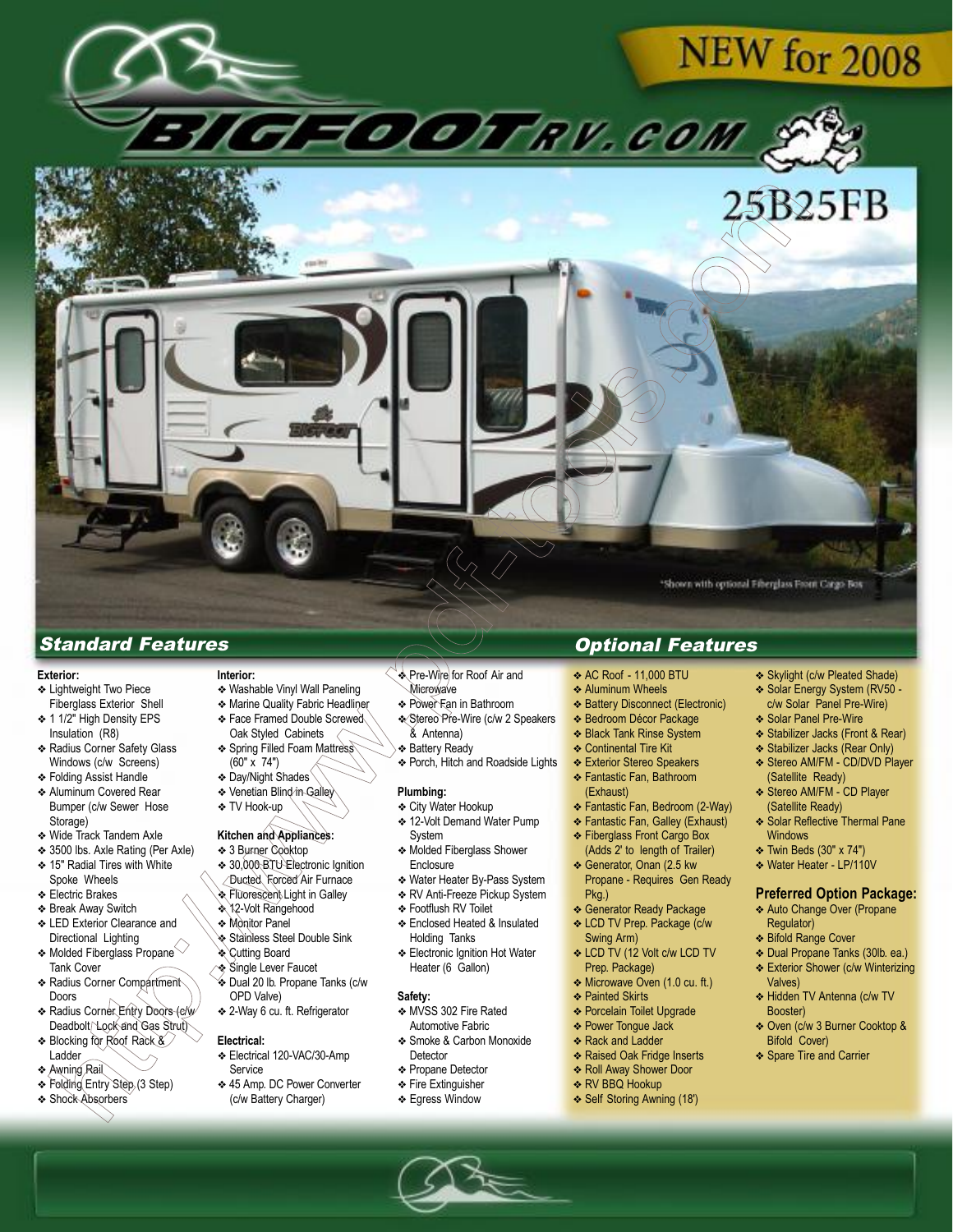# NEW for 2008

BIGFOOTRV.COM

## 25B25FB

*Shown with optional Fiberglass Front Cargo Box

## Standard Features

**Exterior:**
- Lightweight Two Piece Fiberglass Exterior Shell
- 1 1/2" High Density EPS Insulation (R8)
- Radius Corner Safety Glass Windows (c/w Screens)
- Folding Assist Handle
- Aluminum Covered Rear Bumper (c/w Sewer Hose Storage)
- Wide Track Tandem Axle
- 3500 lbs. Axle Rating (Per Axle)
- 15" Radial Tires with White Spoke Wheels
- Electric Brakes
- Break Away Switch
- LED Exterior Clearance and Directional Lighting
- Molded Fiberglass Propane Tank Cover
- Radius Corner Compartment Doors
- Radius Corner Entry Doors (c/w Deadbolt Lock and Gas Strut)
- Blocking for Roof Rack & Ladder
- Awning Rail
- Folding Entry Step (3 Step)
- Shock Absorbers

**Interior:**
- Washable Vinyl Wall Paneling
- Marine Quality Fabric Headliner
- Face Framed Double Screwed Oak Styled Cabinets
- Spring Filled Foam Mattress (60" x 74")
- Day/Night Shades
- Venetian Blind in Galley
- TV Hook-up

**Kitchen and Appliances:**
- 3 Burner Cooktop
- 30,000 BTU Electronic Ignition Ducted Forced Air Furnace
- Fluorescent Light in Galley
- 12-Volt Rangehood
- Monitor Panel
- Stainless Steel Double Sink
- Cutting Board
- Single Lever Faucet
- Dual 20 lb. Propane Tanks (c/w OPD Valve)
- 2-Way 6 cu. ft. Refrigerator

**Electrical:**
- Electrical 120-VAC/30-Amp Service
- 45 Amp. DC Power Converter (c/w Battery Charger)
- Pre-Wire for Roof Air and Microwave
- Power Fan in Bathroom
- Stereo Pre-Wire (c/w 2 Speakers & Antenna)
- Battery Ready
- Porch, Hitch and Roadside Lights

**Plumbing:**
- City Water Hookup
- 12-Volt Demand Water Pump System
- Molded Fiberglass Shower Enclosure
- Water Heater By-Pass System
- RV Anti-Freeze Pickup System
- Footflush RV Toilet
- Enclosed Heated & Insulated Holding Tanks
- Electronic Ignition Hot Water Heater (6 Gallon)

**Safety:**
- MVSS 302 Fire Rated Automotive Fabric
- Smoke & Carbon Monoxide Detector
- Propane Detector
- Fire Extinguisher
- Egress Window

## Optional Features

- AC Roof - 11,000 BTU
- Aluminum Wheels
- Battery Disconnect (Electronic)
- Bedroom Décor Package
- Black Tank Rinse System
- Continental Tire Kit
- Exterior Stereo Speakers
- Fantastic Fan, Bathroom (Exhaust)
- Fantastic Fan, Bedroom (2-Way)
- Fantastic Fan, Galley (Exhaust)
- Fiberglass Front Cargo Box (Adds 2' to length of Trailer)
- Generator, Onan (2.5 kw Propane - Requires Gen Ready Pkg.)
- Generator Ready Package
- LCD TV Prep. Package (c/w Swing Arm)
- LCD TV (12 Volt c/w LCD TV Prep. Package)
- Microwave Oven (1.0 cu. ft.)
- Painted Skirts
- Porcelain Toilet Upgrade
- Power Tongue Jack
- Rack and Ladder
- Raised Oak Fridge Inserts
- Roll Away Shower Door
- RV BBQ Hookup
- Self Storing Awning (18')
- Skylight (c/w Pleated Shade)
- Solar Energy System (RV50 - c/w Solar Panel Pre-Wire)
- Solar Panel Pre-Wire
- Stabilizer Jacks (Front & Rear)
- Stabilizer Jacks (Rear Only)
- Stereo AM/FM - CD/DVD Player (Satellite Ready)
- Stereo AM/FM - CD Player (Satellite Ready)
- Solar Reflective Thermal Pane Windows
- Twin Beds (30" x 74")
- Water Heater - LP/110V

### Preferred Option Package:
- Auto Change Over (Propane Regulator)
- Bifold Range Cover
- Dual Propane Tanks (30lb. ea.)
- Exterior Shower (c/w Winterizing Valves)
- Hidden TV Antenna (c/w TV Booster)
- Oven (c/w 3 Burner Cooktop & Bifold Cover)
- Spare Tire and Carrier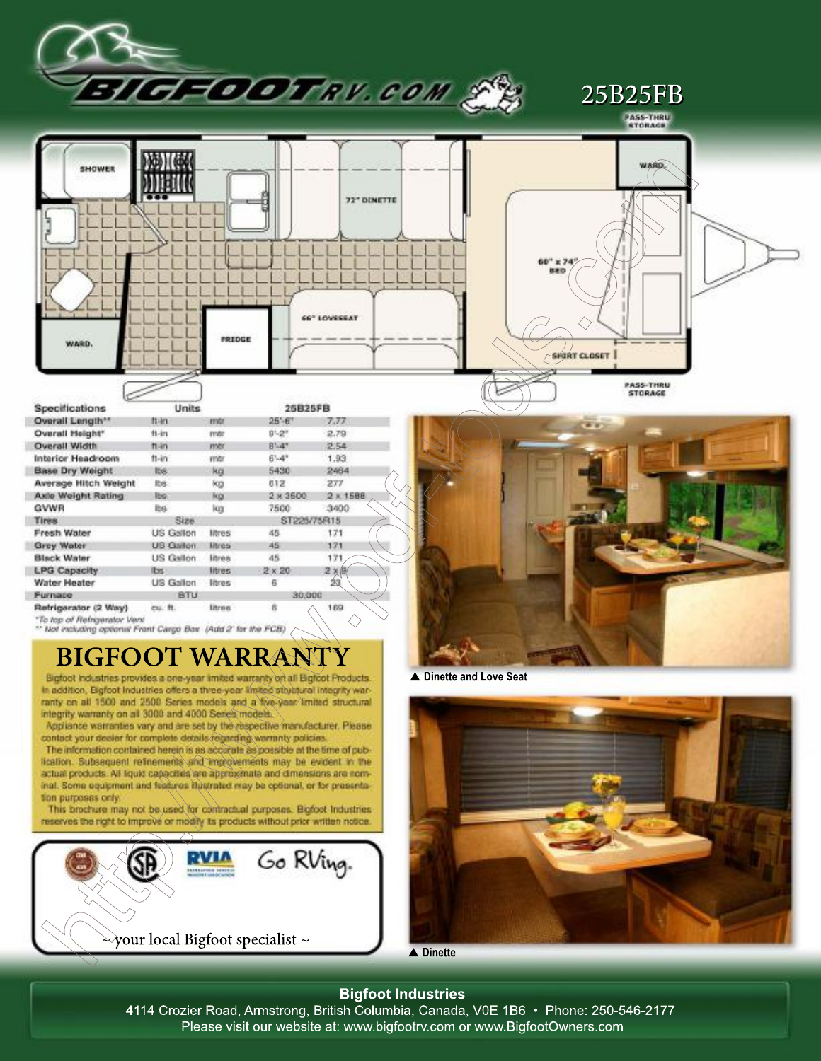# 25B25FB

PASS-THRU STORAGE

SHOWER

WARD.

72" DINETTE

60" x 74" BED

66" LOVESEAT

FRIDGE

WARD.

SHIRT CLOSET

PASS-THRU STORAGE

| Specifications | Units | | 25B25FB | |
|---|---|---|---|---|
| Overall Length** | ft-in | mtr | 25'-6" | 7.77 |
| Overall Height* | ft-in | mtr | 9'-2" | 2.79 |
| Overall Width | ft-in | mtr | 8'-4" | 2.54 |
| Interior Headroom | ft-in | mtr | 6'-4" | 1.93 |
| Base Dry Weight | lbs | kg | 5430 | 2464 |
| Average Hitch Weight | lbs | kg | 612 | 277 |
| Axle Weight Rating | lbs | kg | 2 x 3500 | 2 x 1588 |
| GVWR | lbs | kg | 7500 | 3400 |
| Tires | Size | | ST225/75R15 | |
| Fresh Water | US Gallon | litres | 45 | 171 |
| Grey Water | US Gallon | litres | 45 | 171 |
| Black Water | US Gallon | litres | 45 | 171 |
| LPG Capacity | lbs | litres | 2 x 20 | 2 x 9 |
| Water Heater | US Gallon | litres | 6 | 23 |
| Furnace | BTU | | 30,000 | |
| Refrigerator (2 Way) | cu. ft. | litres | 6 | 169 |

*To top of Refrigerator Vent
** Not including optional Front Cargo Box (Add 2' for the FCB)

## BIGFOOT WARRANTY

Bigfoot Industries provides a one-year limited warranty on all Bigfoot Products. In addition, Bigfoot Industries offers a three-year limited structural integrity warranty on all 1500 and 2500 Series models and a five-year limited structural integrity warranty on all 3000 and 4000 Series models.

Appliance warranties vary and are set by the respective manufacturer. Please contact your dealer for complete details regarding warranty policies.

The information contained herein is as accurate as possible at the time of publication. Subsequent refinements and improvements may be evident in the actual products. All liquid capacities are approximate and dimensions are nominal. Some equipment and features illustrated may be optional, or for presentation purposes only.

This brochure may not be used for contractual purposes. Bigfoot Industries reserves the right to improve or modify its products without prior written notice.

Go RVing.

~ your local Bigfoot specialist ~

▲ Dinette and Love Seat

▲ Dinette

**Bigfoot Industries**
4114 Crozier Road, Armstrong, British Columbia, Canada, V0E 1B6 • Phone: 250-546-2177
Please visit our website at: www.bigfootrv.com or www.BigfootOwners.com